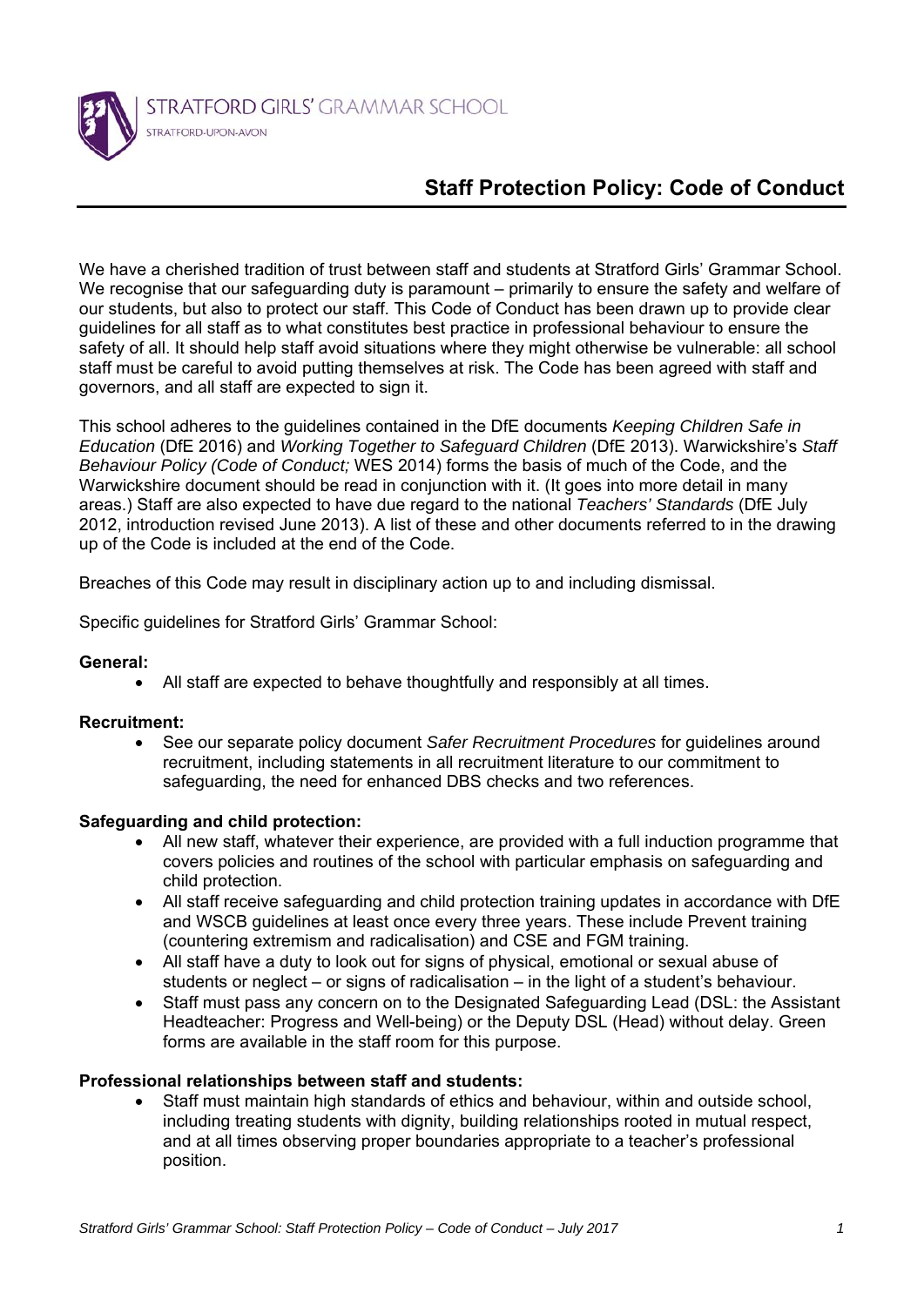STRATFORD GIRLS' GRAMMAR SCHOOL
STRATFORD-UPON-AVON

# Staff Protection Policy: Code of Conduct

We have a cherished tradition of trust between staff and students at Stratford Girls' Grammar School. We recognise that our safeguarding duty is paramount – primarily to ensure the safety and welfare of our students, but also to protect our staff. This Code of Conduct has been drawn up to provide clear guidelines for all staff as to what constitutes best practice in professional behaviour to ensure the safety of all. It should help staff avoid situations where they might otherwise be vulnerable: all school staff must be careful to avoid putting themselves at risk. The Code has been agreed with staff and governors, and all staff are expected to sign it.

This school adheres to the guidelines contained in the DfE documents *Keeping Children Safe in Education* (DfE 2016) and *Working Together to Safeguard Children* (DfE 2013). Warwickshire's *Staff Behaviour Policy (Code of Conduct;* WES 2014) forms the basis of much of the Code, and the Warwickshire document should be read in conjunction with it. (It goes into more detail in many areas.) Staff are also expected to have due regard to the national *Teachers' Standards* (DfE July 2012, introduction revised June 2013). A list of these and other documents referred to in the drawing up of the Code is included at the end of the Code.

Breaches of this Code may result in disciplinary action up to and including dismissal.

Specific guidelines for Stratford Girls' Grammar School:

**General:**

- All staff are expected to behave thoughtfully and responsibly at all times.

**Recruitment:**

- See our separate policy document *Safer Recruitment Procedures* for guidelines around recruitment, including statements in all recruitment literature to our commitment to safeguarding, the need for enhanced DBS checks and two references.

**Safeguarding and child protection:**

- All new staff, whatever their experience, are provided with a full induction programme that covers policies and routines of the school with particular emphasis on safeguarding and child protection.
- All staff receive safeguarding and child protection training updates in accordance with DfE and WSCB guidelines at least once every three years. These include Prevent training (countering extremism and radicalisation) and CSE and FGM training.
- All staff have a duty to look out for signs of physical, emotional or sexual abuse of students or neglect – or signs of radicalisation – in the light of a student's behaviour.
- Staff must pass any concern on to the Designated Safeguarding Lead (DSL: the Assistant Headteacher: Progress and Well-being) or the Deputy DSL (Head) without delay. Green forms are available in the staff room for this purpose.

**Professional relationships between staff and students:**

- Staff must maintain high standards of ethics and behaviour, within and outside school, including treating students with dignity, building relationships rooted in mutual respect, and at all times observing proper boundaries appropriate to a teacher's professional position.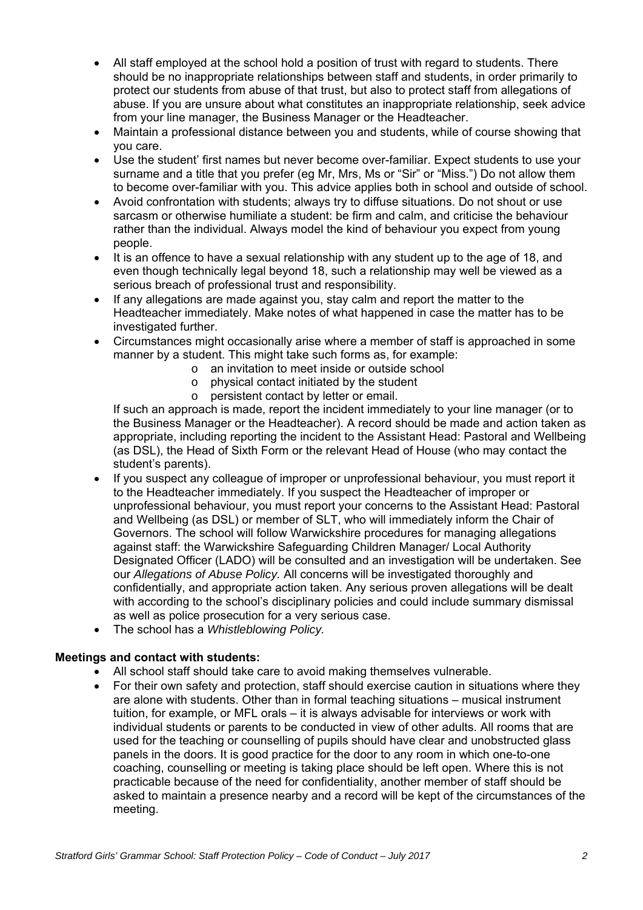- All staff employed at the school hold a position of trust with regard to students. There should be no inappropriate relationships between staff and students, in order primarily to protect our students from abuse of that trust, but also to protect staff from allegations of abuse. If you are unsure about what constitutes an inappropriate relationship, seek advice from your line manager, the Business Manager or the Headteacher.
- Maintain a professional distance between you and students, while of course showing that you care.
- Use the student' first names but never become over-familiar. Expect students to use your surname and a title that you prefer (eg Mr, Mrs, Ms or "Sir" or "Miss.") Do not allow them to become over-familiar with you. This advice applies both in school and outside of school.
- Avoid confrontation with students; always try to diffuse situations. Do not shout or use sarcasm or otherwise humiliate a student: be firm and calm, and criticise the behaviour rather than the individual. Always model the kind of behaviour you expect from young people.
- It is an offence to have a sexual relationship with any student up to the age of 18, and even though technically legal beyond 18, such a relationship may well be viewed as a serious breach of professional trust and responsibility.
- If any allegations are made against you, stay calm and report the matter to the Headteacher immediately. Make notes of what happened in case the matter has to be investigated further.
- Circumstances might occasionally arise where a member of staff is approached in some manner by a student. This might take such forms as, for example:
  - an invitation to meet inside or outside school
  - physical contact initiated by the student
  - persistent contact by letter or email.

  If such an approach is made, report the incident immediately to your line manager (or to the Business Manager or the Headteacher). A record should be made and action taken as appropriate, including reporting the incident to the Assistant Head: Pastoral and Wellbeing (as DSL), the Head of Sixth Form or the relevant Head of House (who may contact the student's parents).
- If you suspect any colleague of improper or unprofessional behaviour, you must report it to the Headteacher immediately. If you suspect the Headteacher of improper or unprofessional behaviour, you must report your concerns to the Assistant Head: Pastoral and Wellbeing (as DSL) or member of SLT, who will immediately inform the Chair of Governors. The school will follow Warwickshire procedures for managing allegations against staff: the Warwickshire Safeguarding Children Manager/ Local Authority Designated Officer (LADO) will be consulted and an investigation will be undertaken. See our *Allegations of Abuse Policy.* All concerns will be investigated thoroughly and confidentially, and appropriate action taken. Any serious proven allegations will be dealt with according to the school's disciplinary policies and could include summary dismissal as well as police prosecution for a very serious case.
- The school has a *Whistleblowing Policy.*

**Meetings and contact with students:**

- All school staff should take care to avoid making themselves vulnerable.
- For their own safety and protection, staff should exercise caution in situations where they are alone with students. Other than in formal teaching situations – musical instrument tuition, for example, or MFL orals – it is always advisable for interviews or work with individual students or parents to be conducted in view of other adults. All rooms that are used for the teaching or counselling of pupils should have clear and unobstructed glass panels in the doors. It is good practice for the door to any room in which one-to-one coaching, counselling or meeting is taking place should be left open. Where this is not practicable because of the need for confidentiality, another member of staff should be asked to maintain a presence nearby and a record will be kept of the circumstances of the meeting.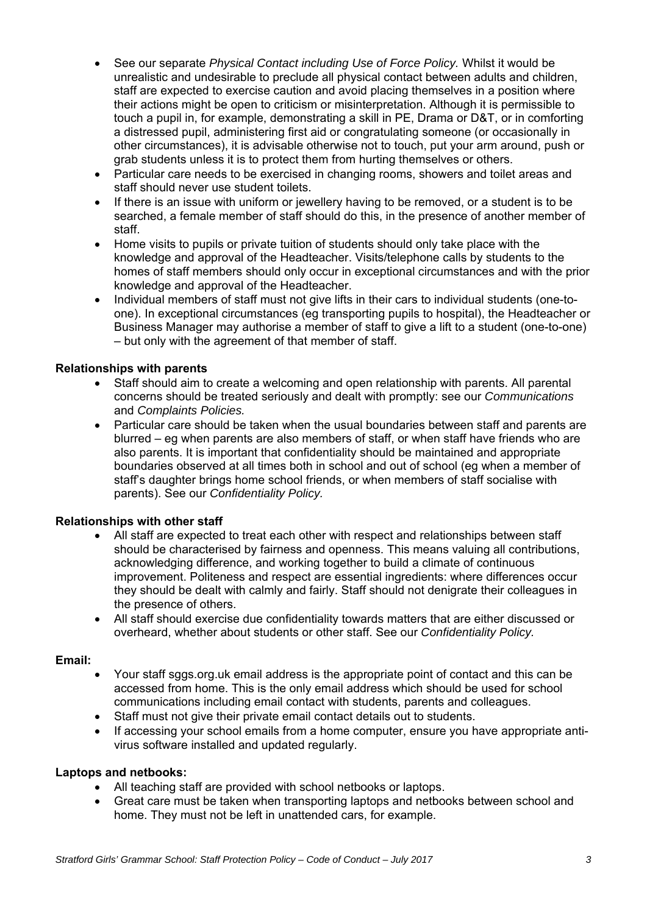- See our separate *Physical Contact including Use of Force Policy.* Whilst it would be unrealistic and undesirable to preclude all physical contact between adults and children, staff are expected to exercise caution and avoid placing themselves in a position where their actions might be open to criticism or misinterpretation. Although it is permissible to touch a pupil in, for example, demonstrating a skill in PE, Drama or D&T, or in comforting a distressed pupil, administering first aid or congratulating someone (or occasionally in other circumstances), it is advisable otherwise not to touch, put your arm around, push or grab students unless it is to protect them from hurting themselves or others.
- Particular care needs to be exercised in changing rooms, showers and toilet areas and staff should never use student toilets.
- If there is an issue with uniform or jewellery having to be removed, or a student is to be searched, a female member of staff should do this, in the presence of another member of staff.
- Home visits to pupils or private tuition of students should only take place with the knowledge and approval of the Headteacher. Visits/telephone calls by students to the homes of staff members should only occur in exceptional circumstances and with the prior knowledge and approval of the Headteacher.
- Individual members of staff must not give lifts in their cars to individual students (one-to-one). In exceptional circumstances (eg transporting pupils to hospital), the Headteacher or Business Manager may authorise a member of staff to give a lift to a student (one-to-one) – but only with the agreement of that member of staff.

**Relationships with parents**

- Staff should aim to create a welcoming and open relationship with parents. All parental concerns should be treated seriously and dealt with promptly: see our *Communications* and *Complaints Policies.*
- Particular care should be taken when the usual boundaries between staff and parents are blurred – eg when parents are also members of staff, or when staff have friends who are also parents. It is important that confidentiality should be maintained and appropriate boundaries observed at all times both in school and out of school (eg when a member of staff's daughter brings home school friends, or when members of staff socialise with parents). See our *Confidentiality Policy.*

**Relationships with other staff**

- All staff are expected to treat each other with respect and relationships between staff should be characterised by fairness and openness. This means valuing all contributions, acknowledging difference, and working together to build a climate of continuous improvement. Politeness and respect are essential ingredients: where differences occur they should be dealt with calmly and fairly. Staff should not denigrate their colleagues in the presence of others.
- All staff should exercise due confidentiality towards matters that are either discussed or overheard, whether about students or other staff. See our *Confidentiality Policy.*

**Email:**

- Your staff sggs.org.uk email address is the appropriate point of contact and this can be accessed from home. This is the only email address which should be used for school communications including email contact with students, parents and colleagues.
- Staff must not give their private email contact details out to students.
- If accessing your school emails from a home computer, ensure you have appropriate anti-virus software installed and updated regularly.

**Laptops and netbooks:**

- All teaching staff are provided with school netbooks or laptops.
- Great care must be taken when transporting laptops and netbooks between school and home. They must not be left in unattended cars, for example.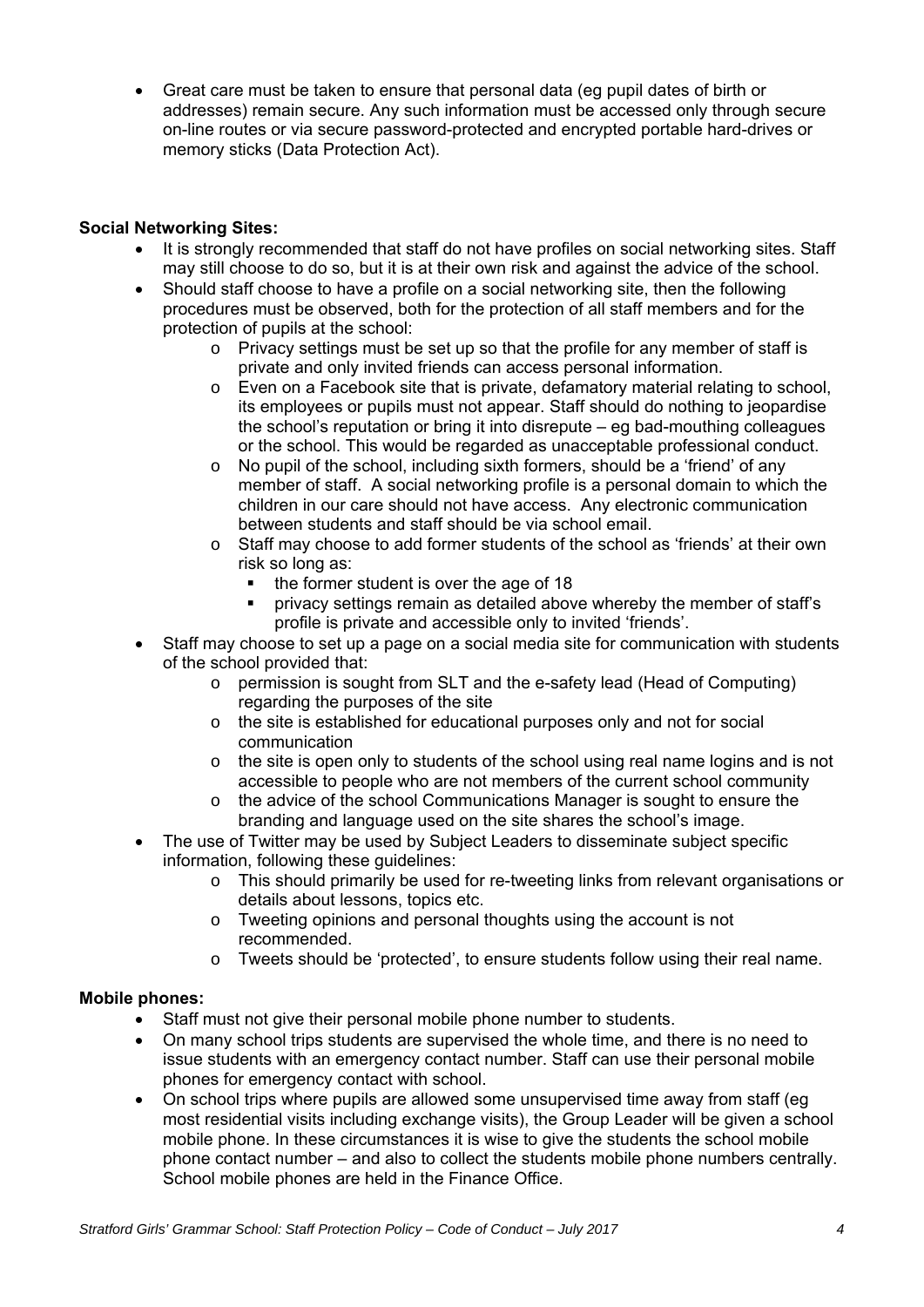- Great care must be taken to ensure that personal data (eg pupil dates of birth or addresses) remain secure. Any such information must be accessed only through secure on-line routes or via secure password-protected and encrypted portable hard-drives or memory sticks (Data Protection Act).

**Social Networking Sites:**

- It is strongly recommended that staff do not have profiles on social networking sites. Staff may still choose to do so, but it is at their own risk and against the advice of the school.
- Should staff choose to have a profile on a social networking site, then the following procedures must be observed, both for the protection of all staff members and for the protection of pupils at the school:
    - Privacy settings must be set up so that the profile for any member of staff is private and only invited friends can access personal information.
    - Even on a Facebook site that is private, defamatory material relating to school, its employees or pupils must not appear. Staff should do nothing to jeopardise the school's reputation or bring it into disrepute – eg bad-mouthing colleagues or the school. This would be regarded as unacceptable professional conduct.
    - No pupil of the school, including sixth formers, should be a 'friend' of any member of staff. A social networking profile is a personal domain to which the children in our care should not have access. Any electronic communication between students and staff should be via school email.
    - Staff may choose to add former students of the school as 'friends' at their own risk so long as:
        - the former student is over the age of 18
        - privacy settings remain as detailed above whereby the member of staff's profile is private and accessible only to invited 'friends'.
- Staff may choose to set up a page on a social media site for communication with students of the school provided that:
    - permission is sought from SLT and the e-safety lead (Head of Computing) regarding the purposes of the site
    - the site is established for educational purposes only and not for social communication
    - the site is open only to students of the school using real name logins and is not accessible to people who are not members of the current school community
    - the advice of the school Communications Manager is sought to ensure the branding and language used on the site shares the school's image.
- The use of Twitter may be used by Subject Leaders to disseminate subject specific information, following these guidelines:
    - This should primarily be used for re-tweeting links from relevant organisations or details about lessons, topics etc.
    - Tweeting opinions and personal thoughts using the account is not recommended.
    - Tweets should be 'protected', to ensure students follow using their real name.

**Mobile phones:**

- Staff must not give their personal mobile phone number to students.
- On many school trips students are supervised the whole time, and there is no need to issue students with an emergency contact number. Staff can use their personal mobile phones for emergency contact with school.
- On school trips where pupils are allowed some unsupervised time away from staff (eg most residential visits including exchange visits), the Group Leader will be given a school mobile phone. In these circumstances it is wise to give the students the school mobile phone contact number – and also to collect the students mobile phone numbers centrally. School mobile phones are held in the Finance Office.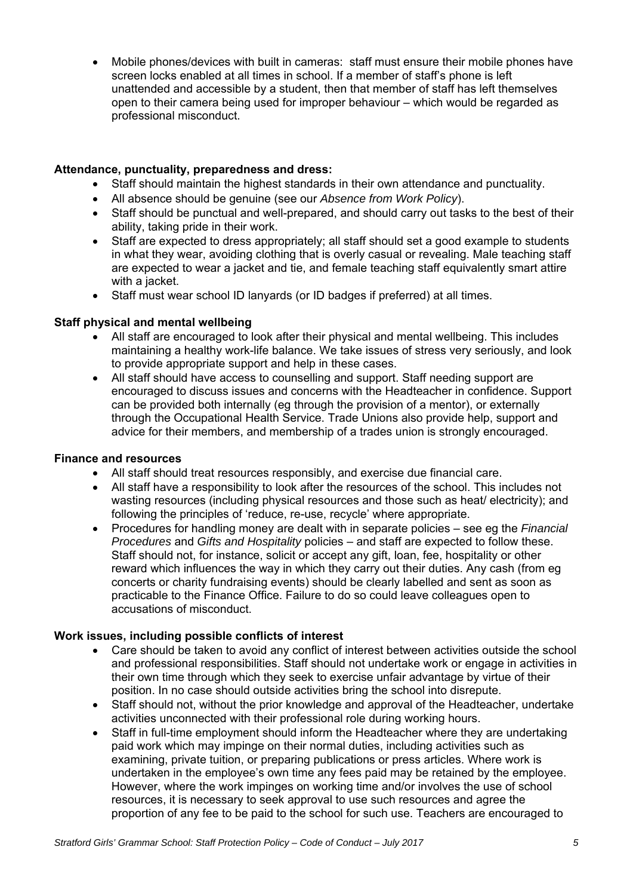- Mobile phones/devices with built in cameras: staff must ensure their mobile phones have screen locks enabled at all times in school. If a member of staff's phone is left unattended and accessible by a student, then that member of staff has left themselves open to their camera being used for improper behaviour – which would be regarded as professional misconduct.

**Attendance, punctuality, preparedness and dress:**

- Staff should maintain the highest standards in their own attendance and punctuality.
- All absence should be genuine (see our *Absence from Work Policy*).
- Staff should be punctual and well-prepared, and should carry out tasks to the best of their ability, taking pride in their work.
- Staff are expected to dress appropriately; all staff should set a good example to students in what they wear, avoiding clothing that is overly casual or revealing. Male teaching staff are expected to wear a jacket and tie, and female teaching staff equivalently smart attire with a jacket.
- Staff must wear school ID lanyards (or ID badges if preferred) at all times.

**Staff physical and mental wellbeing**

- All staff are encouraged to look after their physical and mental wellbeing. This includes maintaining a healthy work-life balance. We take issues of stress very seriously, and look to provide appropriate support and help in these cases.
- All staff should have access to counselling and support. Staff needing support are encouraged to discuss issues and concerns with the Headteacher in confidence. Support can be provided both internally (eg through the provision of a mentor), or externally through the Occupational Health Service. Trade Unions also provide help, support and advice for their members, and membership of a trades union is strongly encouraged.

**Finance and resources**

- All staff should treat resources responsibly, and exercise due financial care.
- All staff have a responsibility to look after the resources of the school. This includes not wasting resources (including physical resources and those such as heat/ electricity); and following the principles of 'reduce, re-use, recycle' where appropriate.
- Procedures for handling money are dealt with in separate policies – see eg the *Financial Procedures* and *Gifts and Hospitality* policies – and staff are expected to follow these. Staff should not, for instance, solicit or accept any gift, loan, fee, hospitality or other reward which influences the way in which they carry out their duties. Any cash (from eg concerts or charity fundraising events) should be clearly labelled and sent as soon as practicable to the Finance Office. Failure to do so could leave colleagues open to accusations of misconduct.

**Work issues, including possible conflicts of interest**

- Care should be taken to avoid any conflict of interest between activities outside the school and professional responsibilities. Staff should not undertake work or engage in activities in their own time through which they seek to exercise unfair advantage by virtue of their position. In no case should outside activities bring the school into disrepute.
- Staff should not, without the prior knowledge and approval of the Headteacher, undertake activities unconnected with their professional role during working hours.
- Staff in full-time employment should inform the Headteacher where they are undertaking paid work which may impinge on their normal duties, including activities such as examining, private tuition, or preparing publications or press articles. Where work is undertaken in the employee's own time any fees paid may be retained by the employee. However, where the work impinges on working time and/or involves the use of school resources, it is necessary to seek approval to use such resources and agree the proportion of any fee to be paid to the school for such use. Teachers are encouraged to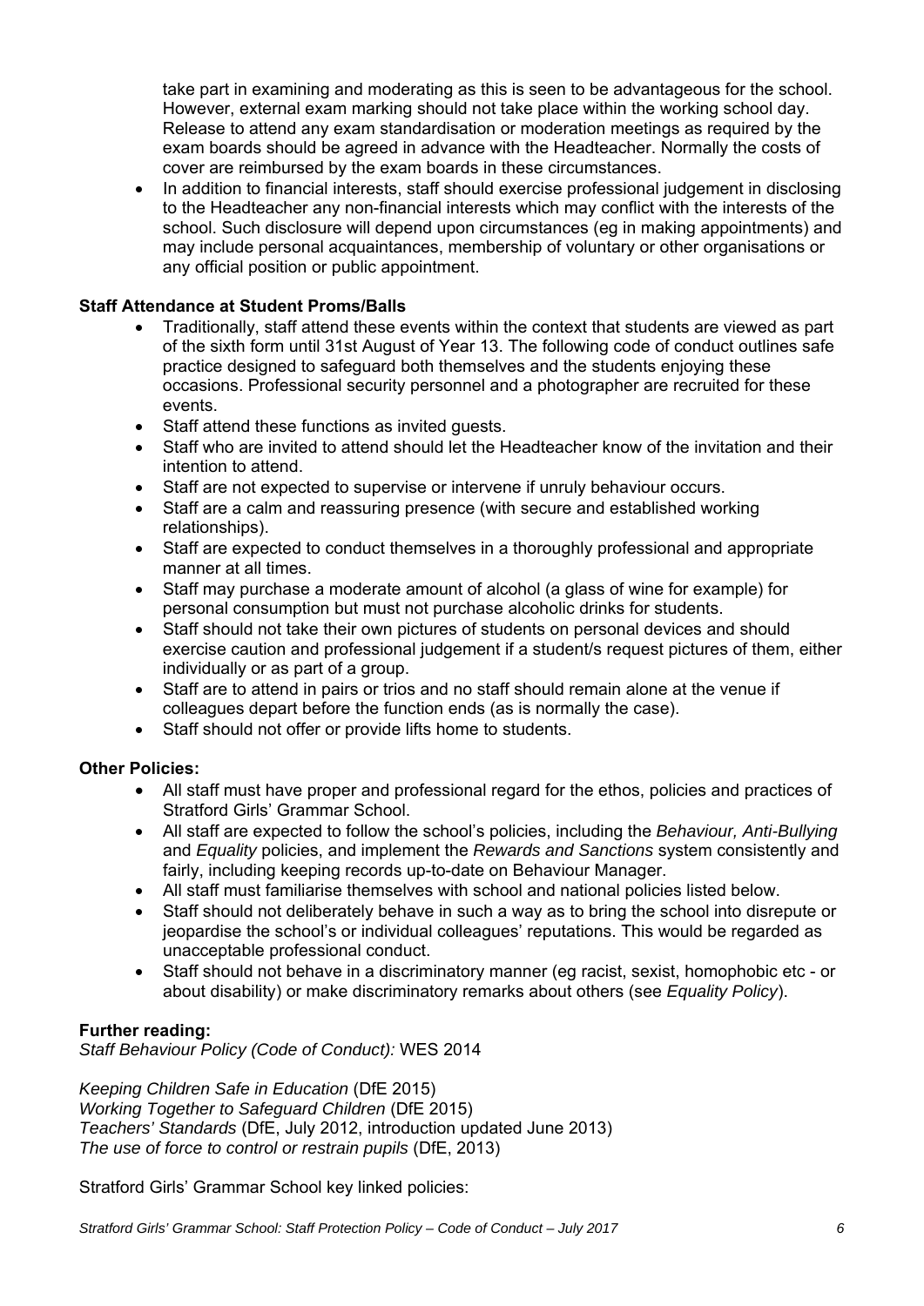take part in examining and moderating as this is seen to be advantageous for the school. However, external exam marking should not take place within the working school day. Release to attend any exam standardisation or moderation meetings as required by the exam boards should be agreed in advance with the Headteacher. Normally the costs of cover are reimbursed by the exam boards in these circumstances.

- In addition to financial interests, staff should exercise professional judgement in disclosing to the Headteacher any non-financial interests which may conflict with the interests of the school. Such disclosure will depend upon circumstances (eg in making appointments) and may include personal acquaintances, membership of voluntary or other organisations or any official position or public appointment.

**Staff Attendance at Student Proms/Balls**

- Traditionally, staff attend these events within the context that students are viewed as part of the sixth form until 31st August of Year 13. The following code of conduct outlines safe practice designed to safeguard both themselves and the students enjoying these occasions. Professional security personnel and a photographer are recruited for these events.
- Staff attend these functions as invited guests.
- Staff who are invited to attend should let the Headteacher know of the invitation and their intention to attend.
- Staff are not expected to supervise or intervene if unruly behaviour occurs.
- Staff are a calm and reassuring presence (with secure and established working relationships).
- Staff are expected to conduct themselves in a thoroughly professional and appropriate manner at all times.
- Staff may purchase a moderate amount of alcohol (a glass of wine for example) for personal consumption but must not purchase alcoholic drinks for students.
- Staff should not take their own pictures of students on personal devices and should exercise caution and professional judgement if a student/s request pictures of them, either individually or as part of a group.
- Staff are to attend in pairs or trios and no staff should remain alone at the venue if colleagues depart before the function ends (as is normally the case).
- Staff should not offer or provide lifts home to students.

**Other Policies:**

- All staff must have proper and professional regard for the ethos, policies and practices of Stratford Girls' Grammar School.
- All staff are expected to follow the school's policies, including the *Behaviour, Anti-Bullying* and *Equality* policies, and implement the *Rewards and Sanctions* system consistently and fairly, including keeping records up-to-date on Behaviour Manager.
- All staff must familiarise themselves with school and national policies listed below.
- Staff should not deliberately behave in such a way as to bring the school into disrepute or jeopardise the school's or individual colleagues' reputations. This would be regarded as unacceptable professional conduct.
- Staff should not behave in a discriminatory manner (eg racist, sexist, homophobic etc - or about disability) or make discriminatory remarks about others (see *Equality Policy*).

**Further reading:**

*Staff Behaviour Policy (Code of Conduct):* WES 2014

*Keeping Children Safe in Education* (DfE 2015)
*Working Together to Safeguard Children* (DfE 2015)
*Teachers' Standards* (DfE, July 2012, introduction updated June 2013)
*The use of force to control or restrain pupils* (DfE, 2013)

Stratford Girls' Grammar School key linked policies: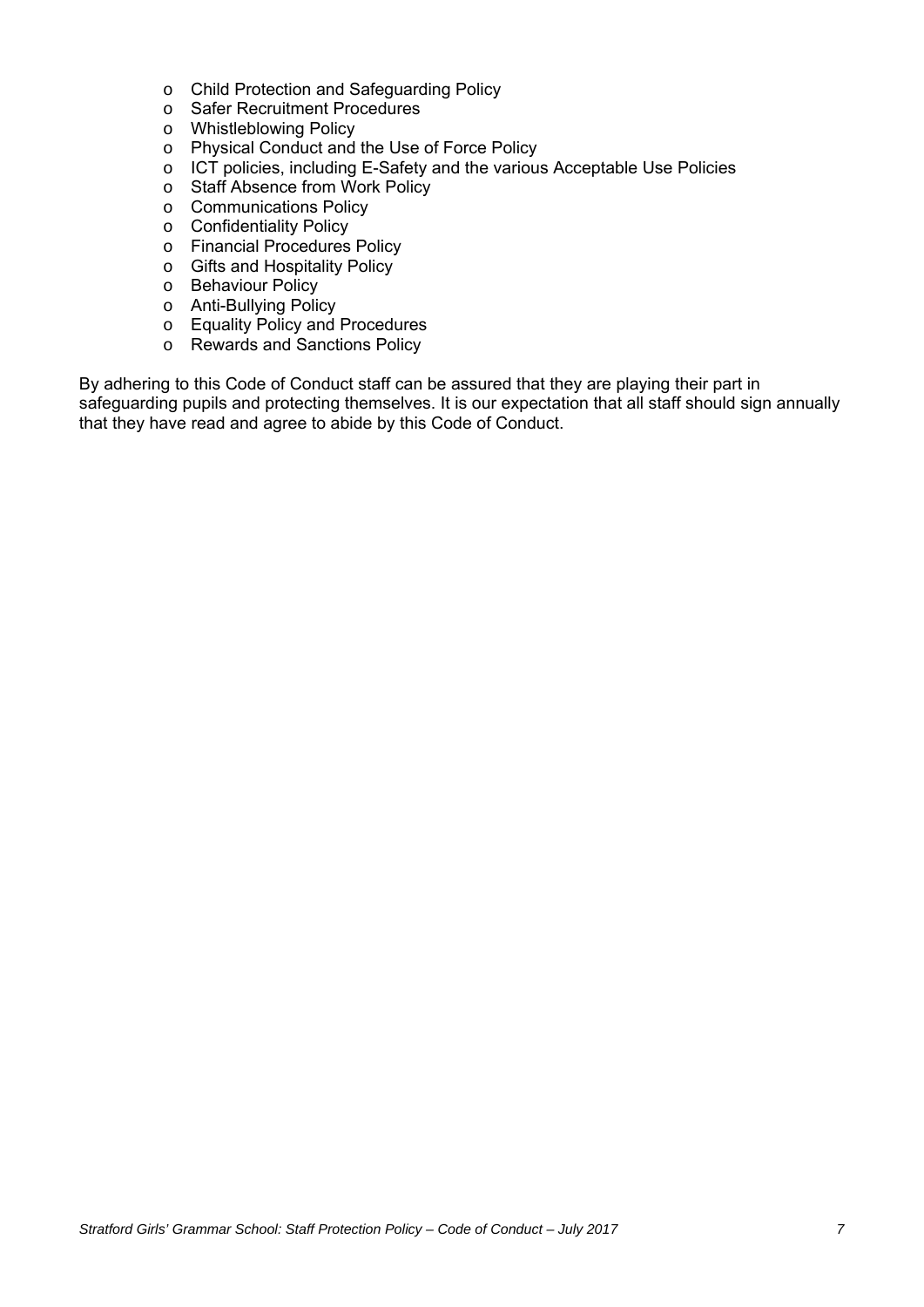- Child Protection and Safeguarding Policy
- Safer Recruitment Procedures
- Whistleblowing Policy
- Physical Conduct and the Use of Force Policy
- ICT policies, including E-Safety and the various Acceptable Use Policies
- Staff Absence from Work Policy
- Communications Policy
- Confidentiality Policy
- Financial Procedures Policy
- Gifts and Hospitality Policy
- Behaviour Policy
- Anti-Bullying Policy
- Equality Policy and Procedures
- Rewards and Sanctions Policy

By adhering to this Code of Conduct staff can be assured that they are playing their part in safeguarding pupils and protecting themselves. It is our expectation that all staff should sign annually that they have read and agree to abide by this Code of Conduct.